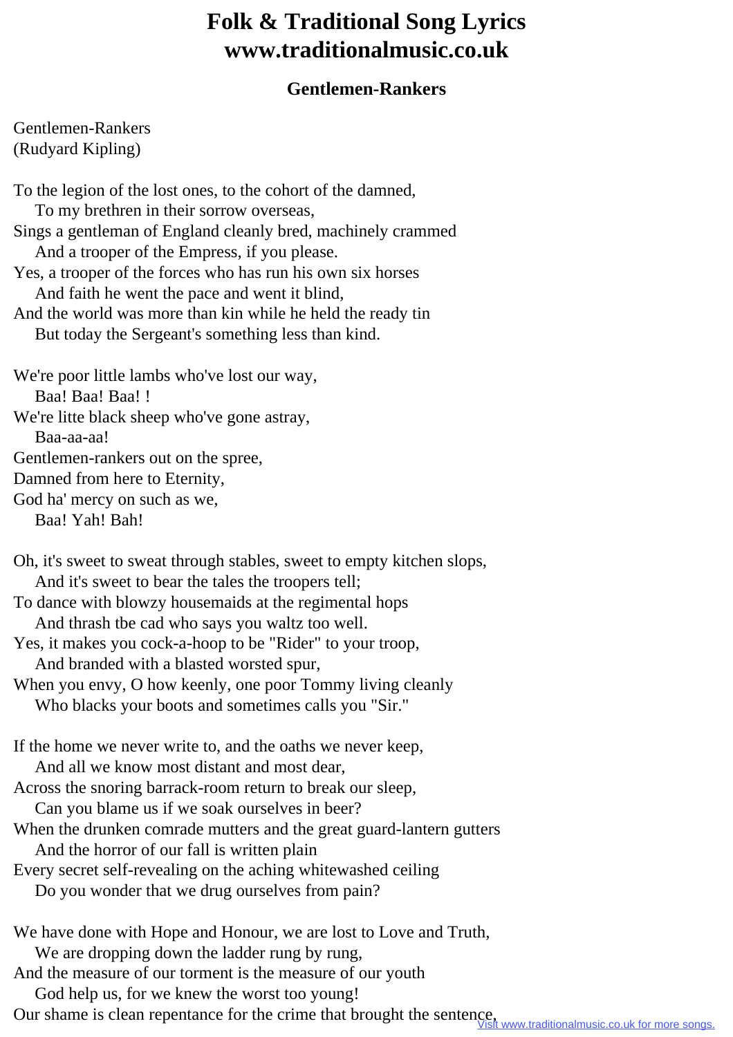# Folk & Traditional Song Lyrics
# www.traditionalmusic.co.uk

### Gentlemen-Rankers

Gentlemen-Rankers
(Rudyard Kipling)

To the legion of the lost ones, to the cohort of the damned,
    To my brethren in their sorrow overseas,
Sings a gentleman of England cleanly bred, machinely crammed
    And a trooper of the Empress, if you please.
Yes, a trooper of the forces who has run his own six horses
    And faith he went the pace and went it blind,
And the world was more than kin while he held the ready tin
    But today the Sergeant's something less than kind.

We're poor little lambs who've lost our way,
    Baa! Baa! Baa! !
We're litte black sheep who've gone astray,
    Baa-aa-aa!
Gentlemen-rankers out on the spree,
Damned from here to Eternity,
God ha' mercy on such as we,
    Baa! Yah! Bah!

Oh, it's sweet to sweat through stables, sweet to empty kitchen slops,
    And it's sweet to bear the tales the troopers tell;
To dance with blowzy housemaids at the regimental hops
    And thrash tbe cad who says you waltz too well.
Yes, it makes you cock-a-hoop to be "Rider" to your troop,
    And branded with a blasted worsted spur,
When you envy, O how keenly, one poor Tommy living cleanly
    Who blacks your boots and sometimes calls you "Sir."

If the home we never write to, and the oaths we never keep,
    And all we know most distant and most dear,
Across the snoring barrack-room return to break our sleep,
    Can you blame us if we soak ourselves in beer?
When the drunken comrade mutters and the great guard-lantern gutters
    And the horror of our fall is written plain
Every secret self-revealing on the aching whitewashed ceiling
    Do you wonder that we drug ourselves from pain?

We have done with Hope and Honour, we are lost to Love and Truth,
    We are dropping down the ladder rung by rung,
And the measure of our torment is the measure of our youth
    God help us, for we knew the worst too young!
Our shame is clean repentance for the crime that brought the sentence,

Visit www.traditionalmusic.co.uk for more songs.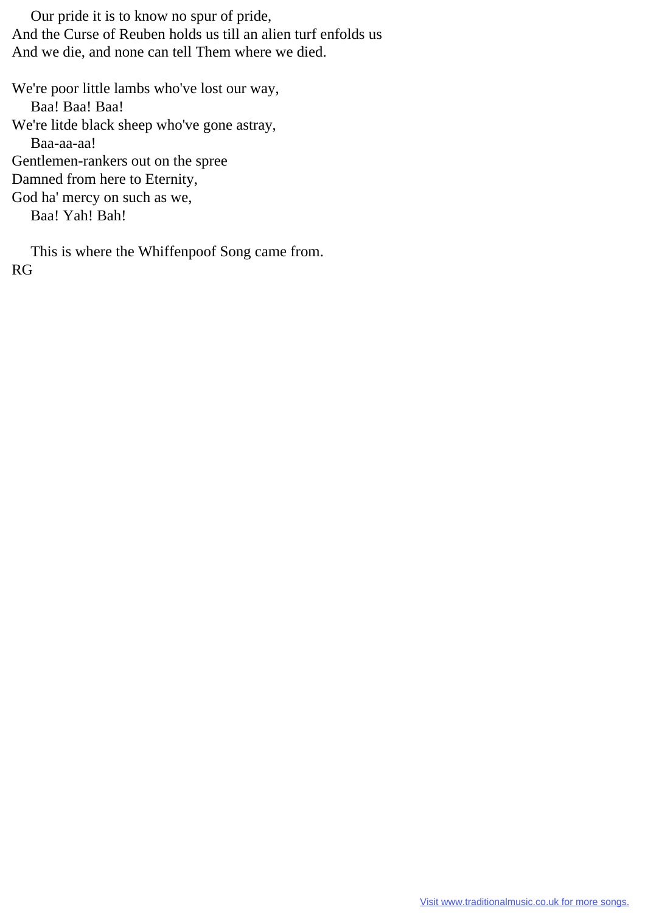Our pride it is to know no spur of pride,
And the Curse of Reuben holds us till an alien turf enfolds us
And we die, and none can tell Them where we died.

We're poor little lambs who've lost our way,
Baa! Baa! Baa!
We're litde black sheep who've gone astray,
Baa-aa-aa!
Gentlemen-rankers out on the spree
Damned from here to Eternity,
God ha' mercy on such as we,
Baa! Yah! Bah!

This is where the Whiffenpoof Song came from.
RG